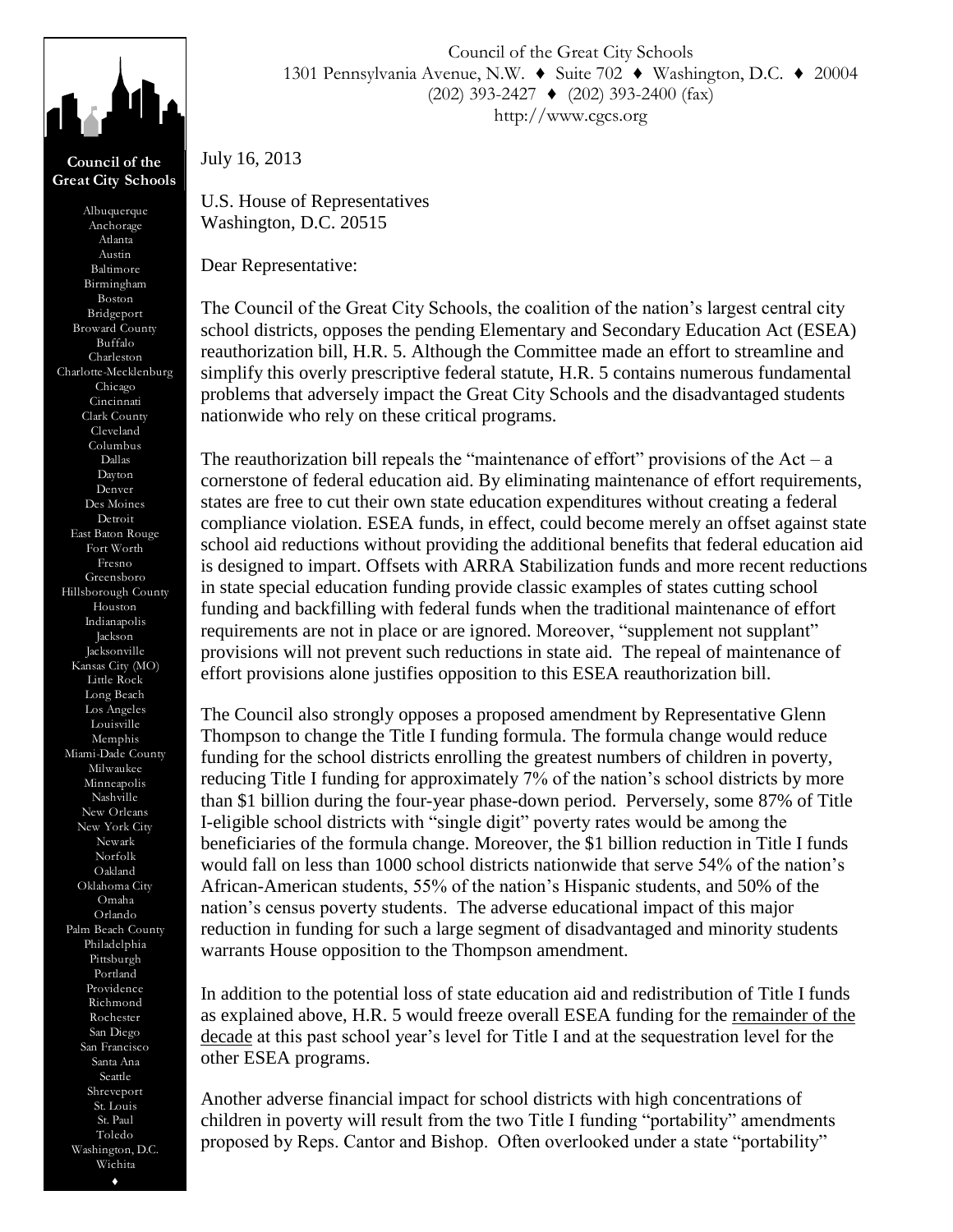Council of the Great City Schools
1301 Pennsylvania Avenue, N.W. ♦ Suite 702 ♦ Washington, D.C. ♦ 20004
(202) 393-2427 ♦ (202) 393-2400 (fax)
http://www.cgcs.org

**Council of the Great City Schools**

Albuquerque
Anchorage
Atlanta
Austin
Baltimore
Birmingham
Boston
Bridgeport
Broward County
Buffalo
Charleston
Charlotte-Mecklenburg
Chicago
Cincinnati
Clark County
Cleveland
Columbus
Dallas
Dayton
Denver
Des Moines
Detroit
East Baton Rouge
Fort Worth
Fresno
Greensboro
Hillsborough County
Houston
Indianapolis
Jackson
Jacksonville
Kansas City (MO)
Little Rock
Long Beach
Los Angeles
Louisville
Memphis
Miami-Dade County
Milwaukee
Minneapolis
Nashville
New Orleans
New York City
Newark
Norfolk
Oakland
Oklahoma City
Omaha
Orlando
Palm Beach County
Philadelphia
Pittsburgh
Portland
Providence
Richmond
Rochester
San Diego
San Francisco
Santa Ana
Seattle
Shreveport
St. Louis
St. Paul
Toledo
Washington, D.C.
Wichita

July 16, 2013

U.S. House of Representatives
Washington, D.C. 20515

Dear Representative:

The Council of the Great City Schools, the coalition of the nation's largest central city school districts, opposes the pending Elementary and Secondary Education Act (ESEA) reauthorization bill, H.R. 5. Although the Committee made an effort to streamline and simplify this overly prescriptive federal statute, H.R. 5 contains numerous fundamental problems that adversely impact the Great City Schools and the disadvantaged students nationwide who rely on these critical programs.

The reauthorization bill repeals the "maintenance of effort" provisions of the Act – a cornerstone of federal education aid. By eliminating maintenance of effort requirements, states are free to cut their own state education expenditures without creating a federal compliance violation. ESEA funds, in effect, could become merely an offset against state school aid reductions without providing the additional benefits that federal education aid is designed to impart. Offsets with ARRA Stabilization funds and more recent reductions in state special education funding provide classic examples of states cutting school funding and backfilling with federal funds when the traditional maintenance of effort requirements are not in place or are ignored. Moreover, "supplement not supplant" provisions will not prevent such reductions in state aid. The repeal of maintenance of effort provisions alone justifies opposition to this ESEA reauthorization bill.

The Council also strongly opposes a proposed amendment by Representative Glenn Thompson to change the Title I funding formula. The formula change would reduce funding for the school districts enrolling the greatest numbers of children in poverty, reducing Title I funding for approximately 7% of the nation's school districts by more than $1 billion during the four-year phase-down period. Perversely, some 87% of Title I-eligible school districts with "single digit" poverty rates would be among the beneficiaries of the formula change. Moreover, the $1 billion reduction in Title I funds would fall on less than 1000 school districts nationwide that serve 54% of the nation's African-American students, 55% of the nation's Hispanic students, and 50% of the nation's census poverty students. The adverse educational impact of this major reduction in funding for such a large segment of disadvantaged and minority students warrants House opposition to the Thompson amendment.

In addition to the potential loss of state education aid and redistribution of Title I funds as explained above, H.R. 5 would freeze overall ESEA funding for the remainder of the decade at this past school year's level for Title I and at the sequestration level for the other ESEA programs.

Another adverse financial impact for school districts with high concentrations of children in poverty will result from the two Title I funding "portability" amendments proposed by Reps. Cantor and Bishop. Often overlooked under a state "portability"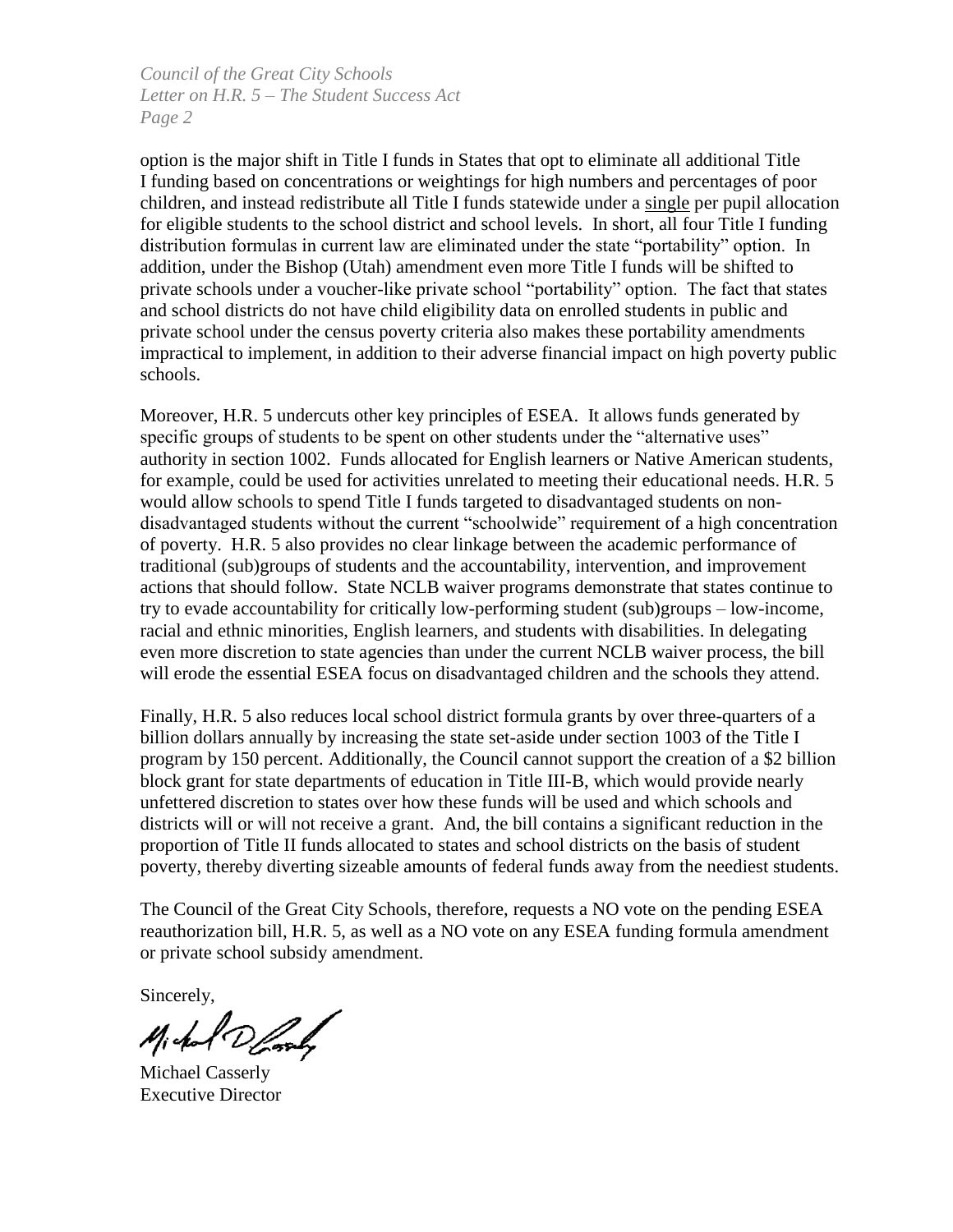option is the major shift in Title I funds in States that opt to eliminate all additional Title I funding based on concentrations or weightings for high numbers and percentages of poor children, and instead redistribute all Title I funds statewide under a single per pupil allocation for eligible students to the school district and school levels. In short, all four Title I funding distribution formulas in current law are eliminated under the state "portability" option. In addition, under the Bishop (Utah) amendment even more Title I funds will be shifted to private schools under a voucher-like private school "portability" option. The fact that states and school districts do not have child eligibility data on enrolled students in public and private school under the census poverty criteria also makes these portability amendments impractical to implement, in addition to their adverse financial impact on high poverty public schools.

Moreover, H.R. 5 undercuts other key principles of ESEA. It allows funds generated by specific groups of students to be spent on other students under the "alternative uses" authority in section 1002. Funds allocated for English learners or Native American students, for example, could be used for activities unrelated to meeting their educational needs. H.R. 5 would allow schools to spend Title I funds targeted to disadvantaged students on non-disadvantaged students without the current "schoolwide" requirement of a high concentration of poverty. H.R. 5 also provides no clear linkage between the academic performance of traditional (sub)groups of students and the accountability, intervention, and improvement actions that should follow. State NCLB waiver programs demonstrate that states continue to try to evade accountability for critically low-performing student (sub)groups – low-income, racial and ethnic minorities, English learners, and students with disabilities. In delegating even more discretion to state agencies than under the current NCLB waiver process, the bill will erode the essential ESEA focus on disadvantaged children and the schools they attend.

Finally, H.R. 5 also reduces local school district formula grants by over three-quarters of a billion dollars annually by increasing the state set-aside under section 1003 of the Title I program by 150 percent. Additionally, the Council cannot support the creation of a $2 billion block grant for state departments of education in Title III-B, which would provide nearly unfettered discretion to states over how these funds will be used and which schools and districts will or will not receive a grant. And, the bill contains a significant reduction in the proportion of Title II funds allocated to states and school districts on the basis of student poverty, thereby diverting sizeable amounts of federal funds away from the neediest students.

The Council of the Great City Schools, therefore, requests a NO vote on the pending ESEA reauthorization bill, H.R. 5, as well as a NO vote on any ESEA funding formula amendment or private school subsidy amendment.

Sincerely,

Michael Casserly
Executive Director